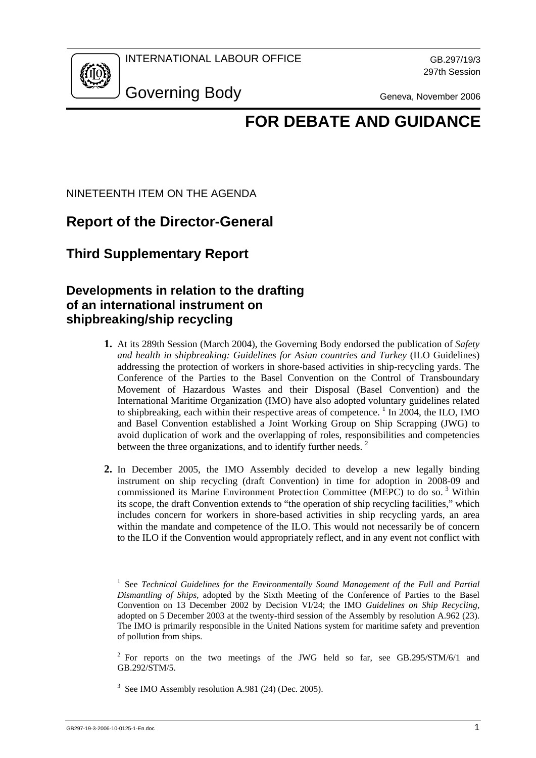INTERNATIONAL LABOUR OFFICE

GB.297/19/3
297th Session

Governing Body

Geneva, November 2006

# FOR DEBATE AND GUIDANCE

NINETEENTH ITEM ON THE AGENDA

## Report of the Director-General

## Third Supplementary Report

### Developments in relation to the drafting of an international instrument on shipbreaking/ship recycling

**1.** At its 289th Session (March 2004), the Governing Body endorsed the publication of *Safety and health in shipbreaking: Guidelines for Asian countries and Turkey* (ILO Guidelines) addressing the protection of workers in shore-based activities in ship-recycling yards. The Conference of the Parties to the Basel Convention on the Control of Transboundary Movement of Hazardous Wastes and their Disposal (Basel Convention) and the International Maritime Organization (IMO) have also adopted voluntary guidelines related to shipbreaking, each within their respective areas of competence. [1] In 2004, the ILO, IMO and Basel Convention established a Joint Working Group on Ship Scrapping (JWG) to avoid duplication of work and the overlapping of roles, responsibilities and competencies between the three organizations, and to identify further needs. [2]

**2.** In December 2005, the IMO Assembly decided to develop a new legally binding instrument on ship recycling (draft Convention) in time for adoption in 2008-09 and commissioned its Marine Environment Protection Committee (MEPC) to do so. [3] Within its scope, the draft Convention extends to "the operation of ship recycling facilities," which includes concern for workers in shore-based activities in ship recycling yards, an area within the mandate and competence of the ILO. This would not necessarily be of concern to the ILO if the Convention would appropriately reflect, and in any event not conflict with

[1] See *Technical Guidelines for the Environmentally Sound Management of the Full and Partial Dismantling of Ships*, adopted by the Sixth Meeting of the Conference of Parties to the Basel Convention on 13 December 2002 by Decision VI/24; the IMO *Guidelines on Ship Recycling*, adopted on 5 December 2003 at the twenty-third session of the Assembly by resolution A.962 (23). The IMO is primarily responsible in the United Nations system for maritime safety and prevention of pollution from ships.

[2] For reports on the two meetings of the JWG held so far, see GB.295/STM/6/1 and GB.292/STM/5.

[3] See IMO Assembly resolution A.981 (24) (Dec. 2005).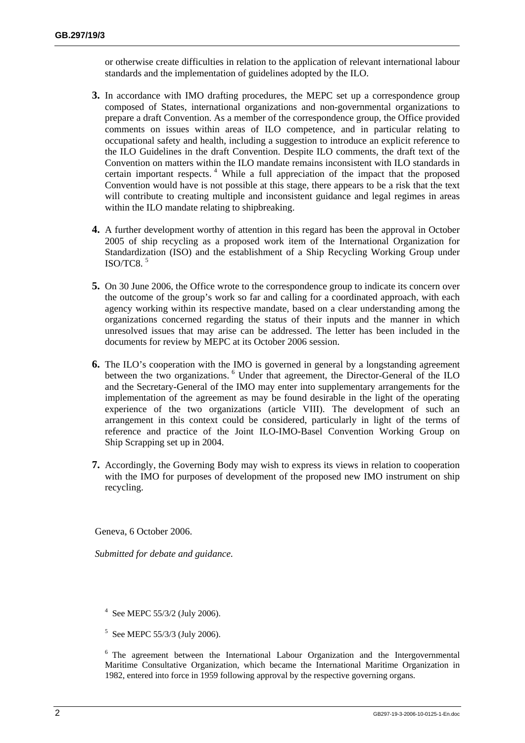or otherwise create difficulties in relation to the application of relevant international labour standards and the implementation of guidelines adopted by the ILO.

**3.** In accordance with IMO drafting procedures, the MEPC set up a correspondence group composed of States, international organizations and non-governmental organizations to prepare a draft Convention. As a member of the correspondence group, the Office provided comments on issues within areas of ILO competence, and in particular relating to occupational safety and health, including a suggestion to introduce an explicit reference to the ILO Guidelines in the draft Convention. Despite ILO comments, the draft text of the Convention on matters within the ILO mandate remains inconsistent with ILO standards in certain important respects. [4] While a full appreciation of the impact that the proposed Convention would have is not possible at this stage, there appears to be a risk that the text will contribute to creating multiple and inconsistent guidance and legal regimes in areas within the ILO mandate relating to shipbreaking.

**4.** A further development worthy of attention in this regard has been the approval in October 2005 of ship recycling as a proposed work item of the International Organization for Standardization (ISO) and the establishment of a Ship Recycling Working Group under ISO/TC8. [5]

**5.** On 30 June 2006, the Office wrote to the correspondence group to indicate its concern over the outcome of the group's work so far and calling for a coordinated approach, with each agency working within its respective mandate, based on a clear understanding among the organizations concerned regarding the status of their inputs and the manner in which unresolved issues that may arise can be addressed. The letter has been included in the documents for review by MEPC at its October 2006 session.

**6.** The ILO's cooperation with the IMO is governed in general by a longstanding agreement between the two organizations. [6] Under that agreement, the Director-General of the ILO and the Secretary-General of the IMO may enter into supplementary arrangements for the implementation of the agreement as may be found desirable in the light of the operating experience of the two organizations (article VIII). The development of such an arrangement in this context could be considered, particularly in light of the terms of reference and practice of the Joint ILO-IMO-Basel Convention Working Group on Ship Scrapping set up in 2004.

**7.** Accordingly, the Governing Body may wish to express its views in relation to cooperation with the IMO for purposes of development of the proposed new IMO instrument on ship recycling.

Geneva, 6 October 2006.

*Submitted for debate and guidance.*

[4] See MEPC 55/3/2 (July 2006).

[5] See MEPC 55/3/3 (July 2006).

[6] The agreement between the International Labour Organization and the Intergovernmental Maritime Consultative Organization, which became the International Maritime Organization in 1982, entered into force in 1959 following approval by the respective governing organs.